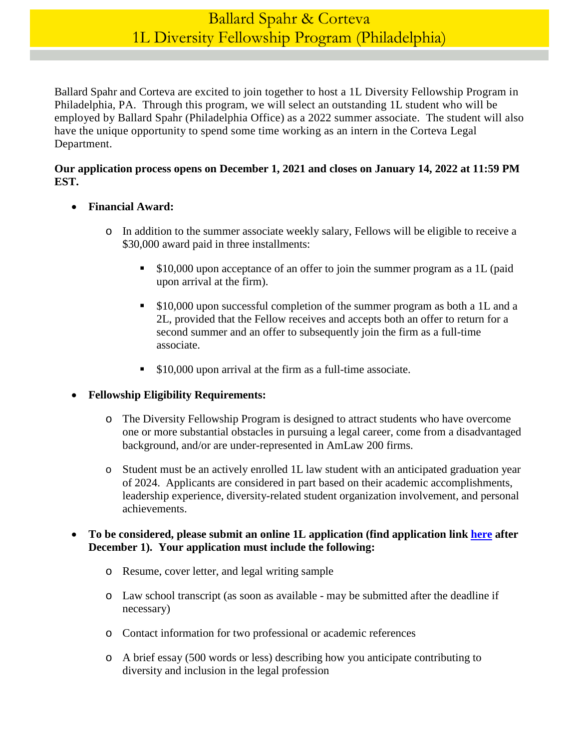# Ballard Spahr & Corteva
# 1L Diversity Fellowship Program (Philadelphia)

Ballard Spahr and Corteva are excited to join together to host a 1L Diversity Fellowship Program in Philadelphia, PA. Through this program, we will select an outstanding 1L student who will be employed by Ballard Spahr (Philadelphia Office) as a 2022 summer associate. The student will also have the unique opportunity to spend some time working as an intern in the Corteva Legal Department.

**Our application process opens on December 1, 2021 and closes on January 14, 2022 at 11:59 PM EST.**

- **Financial Award:**
  - In addition to the summer associate weekly salary, Fellows will be eligible to receive a $30,000 award paid in three installments:
    - $10,000 upon acceptance of an offer to join the summer program as a 1L (paid upon arrival at the firm).
    - $10,000 upon successful completion of the summer program as both a 1L and a 2L, provided that the Fellow receives and accepts both an offer to return for a second summer and an offer to subsequently join the firm as a full-time associate.
    - $10,000 upon arrival at the firm as a full-time associate.
- **Fellowship Eligibility Requirements:**
  - The Diversity Fellowship Program is designed to attract students who have overcome one or more substantial obstacles in pursuing a legal career, come from a disadvantaged background, and/or are under-represented in AmLaw 200 firms.
  - Student must be an actively enrolled 1L law student with an anticipated graduation year of 2024. Applicants are considered in part based on their academic accomplishments, leadership experience, diversity-related student organization involvement, and personal achievements.
- **To be considered, please submit an online 1L application (find application link [here] after December 1). Your application must include the following:**
  - Resume, cover letter, and legal writing sample
  - Law school transcript (as soon as available - may be submitted after the deadline if necessary)
  - Contact information for two professional or academic references
  - A brief essay (500 words or less) describing how you anticipate contributing to diversity and inclusion in the legal profession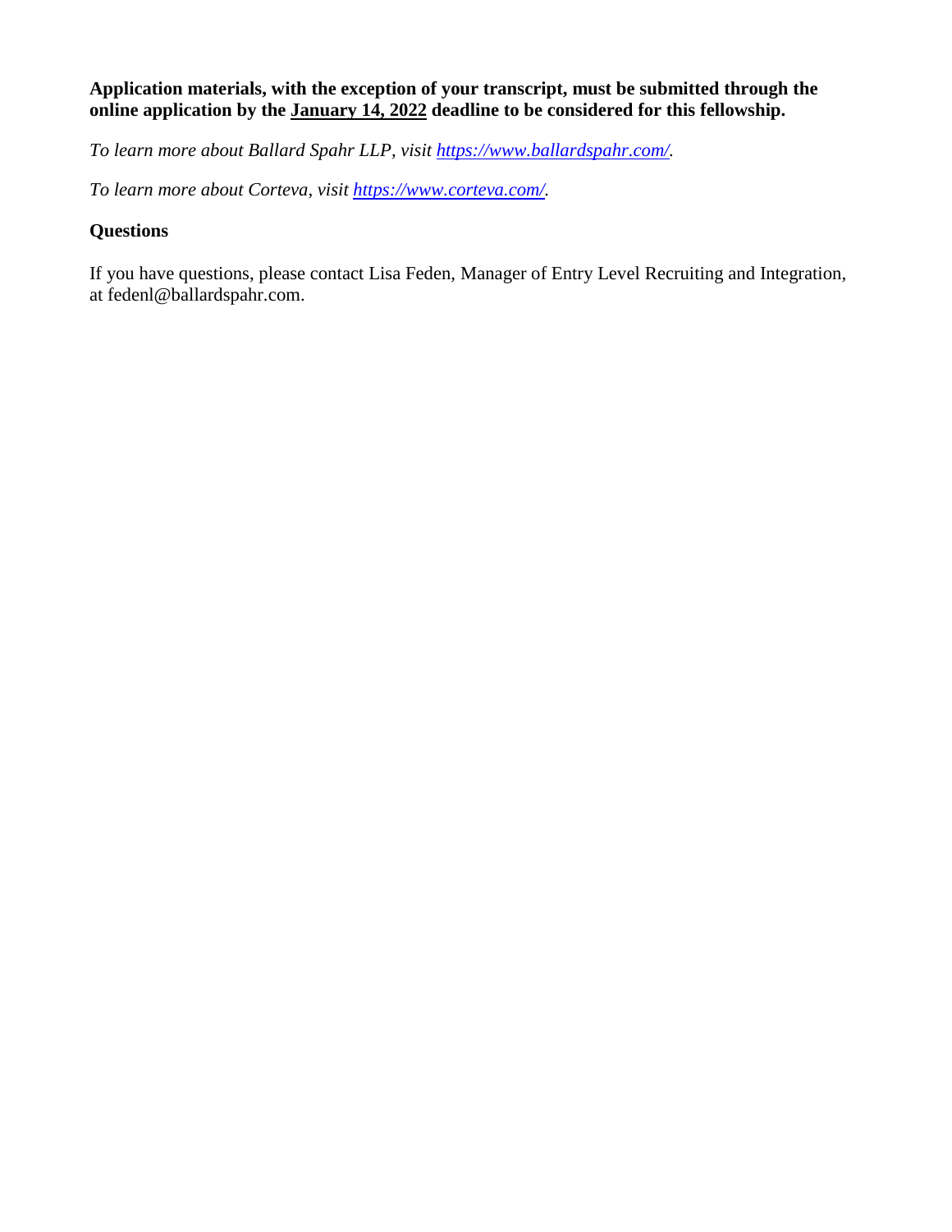**Application materials, with the exception of your transcript, must be submitted through the online application by the <u>January 14, 2022</u> deadline to be considered for this fellowship.**

*To learn more about Ballard Spahr LLP, visit [https://www.ballardspahr.com/](https://www.ballardspahr.com/).*

*To learn more about Corteva, visit [https://www.corteva.com/](https://www.corteva.com/).*

### Questions

If you have questions, please contact Lisa Feden, Manager of Entry Level Recruiting and Integration, at fedenl@ballardspahr.com.